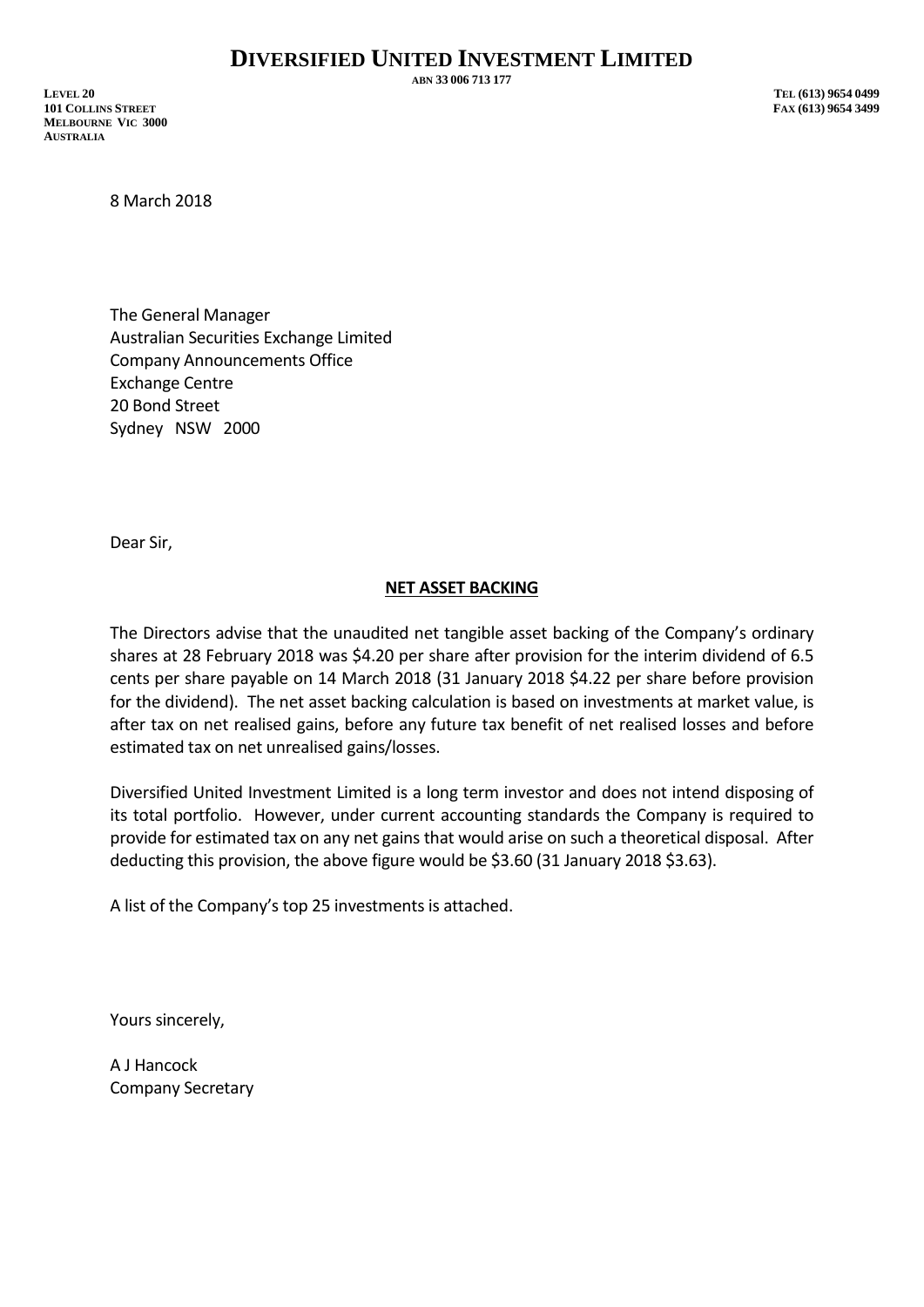# DIVERSIFIED UNITED INVESTMENT LIMITED

ABN 33 006 713 177

LEVEL 20
101 COLLINS STREET
MELBOURNE VIC 3000
AUSTRALIA

TEL (613) 9654 0499
FAX (613) 9654 3499

8 March 2018

The General Manager
Australian Securities Exchange Limited
Company Announcements Office
Exchange Centre
20 Bond Street
Sydney NSW 2000

Dear Sir,

**NET ASSET BACKING**

The Directors advise that the unaudited net tangible asset backing of the Company's ordinary shares at 28 February 2018 was $4.20 per share after provision for the interim dividend of 6.5 cents per share payable on 14 March 2018 (31 January 2018 $4.22 per share before provision for the dividend). The net asset backing calculation is based on investments at market value, is after tax on net realised gains, before any future tax benefit of net realised losses and before estimated tax on net unrealised gains/losses.

Diversified United Investment Limited is a long term investor and does not intend disposing of its total portfolio. However, under current accounting standards the Company is required to provide for estimated tax on any net gains that would arise on such a theoretical disposal. After deducting this provision, the above figure would be $3.60 (31 January 2018 $3.63).

A list of the Company's top 25 investments is attached.

Yours sincerely,

A J Hancock
Company Secretary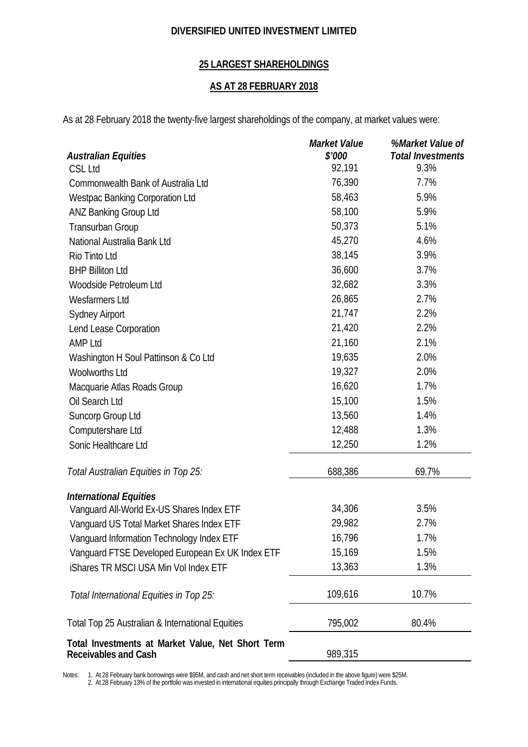**DIVERSIFIED UNITED INVESTMENT LIMITED**

**25 LARGEST SHAREHOLDINGS**

**AS AT 28 FEBRUARY 2018**

As at 28 February 2018 the twenty-five largest shareholdings of the company, at market values were:

| ***Australian Equities*** | ***Market Value $'000*** | ***%Market Value of Total Investments*** |
|---|---|---|
| CSL Ltd | 92,191 | 9.3% |
| Commonwealth Bank of Australia Ltd | 76,390 | 7.7% |
| Westpac Banking Corporation Ltd | 58,463 | 5.9% |
| ANZ Banking Group Ltd | 58,100 | 5.9% |
| Transurban Group | 50,373 | 5.1% |
| National Australia Bank Ltd | 45,270 | 4.6% |
| Rio Tinto Ltd | 38,145 | 3.9% |
| BHP Billiton Ltd | 36,600 | 3.7% |
| Woodside Petroleum Ltd | 32,682 | 3.3% |
| Wesfarmers Ltd | 26,865 | 2.7% |
| Sydney Airport | 21,747 | 2.2% |
| Lend Lease Corporation | 21,420 | 2.2% |
| AMP Ltd | 21,160 | 2.1% |
| Washington H Soul Pattinson & Co Ltd | 19,635 | 2.0% |
| Woolworths Ltd | 19,327 | 2.0% |
| Macquarie Atlas Roads Group | 16,620 | 1.7% |
| Oil Search Ltd | 15,100 | 1.5% |
| Suncorp Group Ltd | 13,560 | 1.4% |
| Computershare Ltd | 12,488 | 1.3% |
| Sonic Healthcare Ltd | 12,250 | 1.2% |
| *Total Australian Equities in Top 25:* | 688,386 | 69.7% |
| ***International Equities*** | | |
| Vanguard All-World Ex-US Shares Index ETF | 34,306 | 3.5% |
| Vanguard US Total Market Shares Index ETF | 29,982 | 2.7% |
| Vanguard Information Technology Index ETF | 16,796 | 1.7% |
| Vanguard FTSE Developed European Ex UK Index ETF | 15,169 | 1.5% |
| iShares TR MSCI USA Min Vol Index ETF | 13,363 | 1.3% |
| *Total International Equities in Top 25:* | 109,616 | 10.7% |
| Total Top 25 Australian & International Equities | 795,002 | 80.4% |
| **Total Investments at Market Value, Net Short Term Receivables and Cash** | 989,315 | |

Notes: 1. At 28 February bank borrowings were $95M, and cash and net short term receivables (included in the above figure) were $25M.
2. At 28 February 13% of the portfolio was invested in international equities principally through Exchange Traded Index Funds.